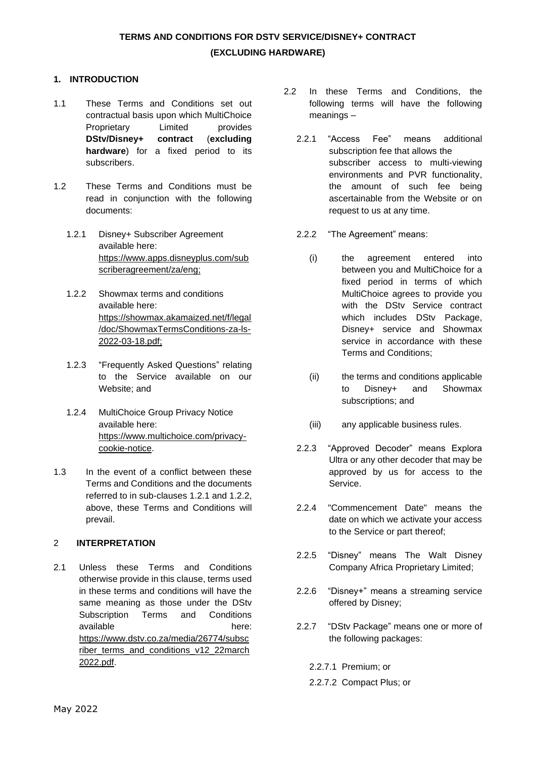# TERMS AND CONDITIONS FOR DSTV SERVICE/DISNEY+ CONTRACT

# (EXCLUDING HARDWARE)

## 1. INTRODUCTION

1.1 These Terms and Conditions set out contractual basis upon which MultiChoice Proprietary Limited provides **DStv/Disney+ contract** (**excluding hardware**) for a fixed period to its subscribers.

1.2 These Terms and Conditions must be read in conjunction with the following documents:

1.2.1 Disney+ Subscriber Agreement available here: https://www.apps.disneyplus.com/subscriberagreement/za/eng;

1.2.2 Showmax terms and conditions available here: https://showmax.akamaized.net/f/legal/doc/ShowmaxTermsConditions-za-ls-2022-03-18.pdf;

1.2.3 "Frequently Asked Questions" relating to the Service available on our Website; and

1.2.4 MultiChoice Group Privacy Notice available here: https://www.multichoice.com/privacy-cookie-notice.

1.3 In the event of a conflict between these Terms and Conditions and the documents referred to in sub-clauses 1.2.1 and 1.2.2, above, these Terms and Conditions will prevail.

## 2 INTERPRETATION

2.1 Unless these Terms and Conditions otherwise provide in this clause, terms used in these terms and conditions will have the same meaning as those under the DStv Subscription Terms and Conditions available here: https://www.dstv.co.za/media/26774/subscriber_terms_and_conditions_v12_22march2022.pdf.

2.2 In these Terms and Conditions, the following terms will have the following meanings –

2.2.1 "Access Fee" means additional subscription fee that allows the subscriber access to multi-viewing environments and PVR functionality, the amount of such fee being ascertainable from the Website or on request to us at any time.

2.2.2 "The Agreement" means:

(i) the agreement entered into between you and MultiChoice for a fixed period in terms of which MultiChoice agrees to provide you with the DStv Service contract which includes DStv Package, Disney+ service and Showmax service in accordance with these Terms and Conditions;

(ii) the terms and conditions applicable to Disney+ and Showmax subscriptions; and

(iii) any applicable business rules.

2.2.3 "Approved Decoder" means Explora Ultra or any other decoder that may be approved by us for access to the Service.

2.2.4 "Commencement Date" means the date on which we activate your access to the Service or part thereof;

2.2.5 "Disney" means The Walt Disney Company Africa Proprietary Limited;

2.2.6 "Disney+" means a streaming service offered by Disney;

2.2.7 "DStv Package" means one or more of the following packages:

2.2.7.1 Premium; or

2.2.7.2 Compact Plus; or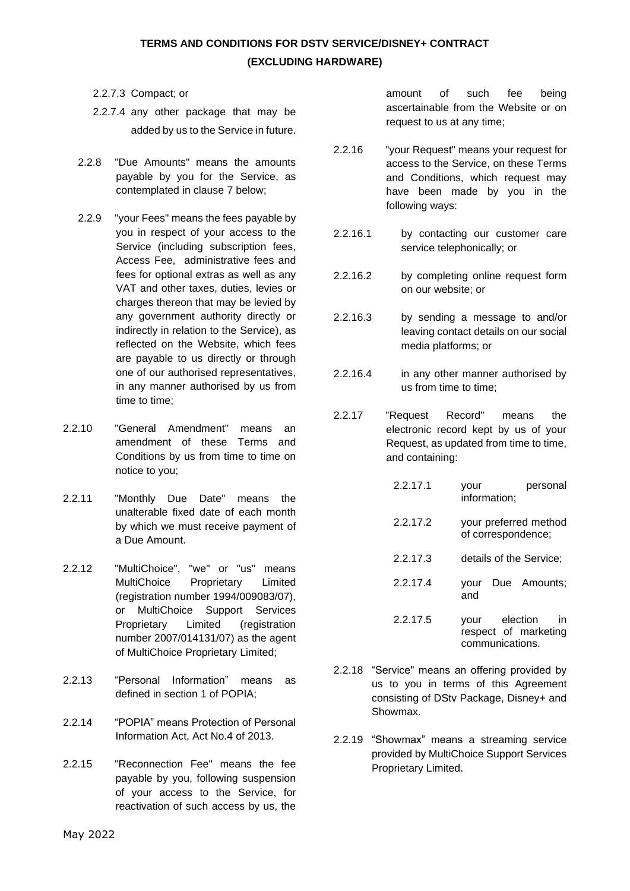2.2.7.3 Compact; or

2.2.7.4 any other package that may be added by us to the Service in future.

2.2.8 "Due Amounts" means the amounts payable by you for the Service, as contemplated in clause 7 below;

2.2.9 "your Fees" means the fees payable by you in respect of your access to the Service (including subscription fees, Access Fee, administrative fees and fees for optional extras as well as any VAT and other taxes, duties, levies or charges thereon that may be levied by any government authority directly or indirectly in relation to the Service), as reflected on the Website, which fees are payable to us directly or through one of our authorised representatives, in any manner authorised by us from time to time;

2.2.10 "General Amendment" means an amendment of these Terms and Conditions by us from time to time on notice to you;

2.2.11 "Monthly Due Date" means the unalterable fixed date of each month by which we must receive payment of a Due Amount.

2.2.12 "MultiChoice", "we" or "us" means MultiChoice Proprietary Limited (registration number 1994/009083/07), or MultiChoice Support Services Proprietary Limited (registration number 2007/014131/07) as the agent of MultiChoice Proprietary Limited;

2.2.13 "Personal Information" means as defined in section 1 of POPIA;

2.2.14 "POPIA" means Protection of Personal Information Act, Act No.4 of 2013.

2.2.15 "Reconnection Fee" means the fee payable by you, following suspension of your access to the Service, for reactivation of such access by us, the amount of such fee being ascertainable from the Website or on request to us at any time;

2.2.16 "your Request" means your request for access to the Service, on these Terms and Conditions, which request may have been made by you in the following ways:

2.2.16.1 by contacting our customer care service telephonically; or

2.2.16.2 by completing online request form on our website; or

2.2.16.3 by sending a message to and/or leaving contact details on our social media platforms; or

2.2.16.4 in any other manner authorised by us from time to time;

2.2.17 "Request Record" means the electronic record kept by us of your Request, as updated from time to time, and containing:

2.2.17.1 your personal information;

2.2.17.2 your preferred method of correspondence;

2.2.17.3 details of the Service;

2.2.17.4 your Due Amounts; and

2.2.17.5 your election in respect of marketing communications.

2.2.18 "Service" means an offering provided by us to you in terms of this Agreement consisting of DStv Package, Disney+ and Showmax.

2.2.19 "Showmax" means a streaming service provided by MultiChoice Support Services Proprietary Limited.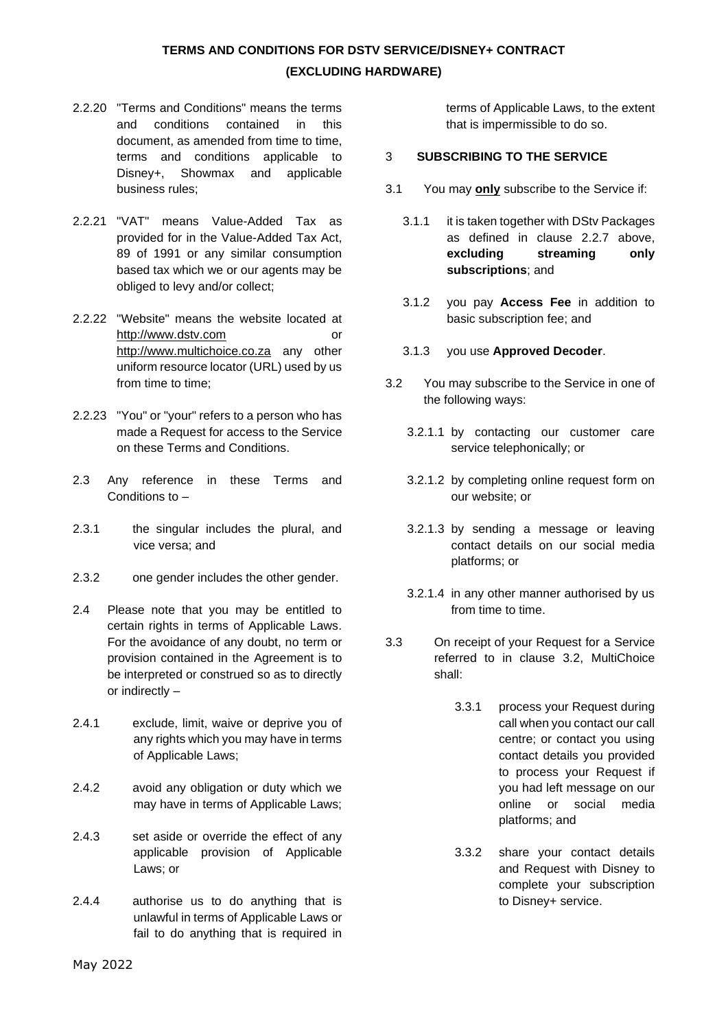2.2.20 "Terms and Conditions" means the terms and conditions contained in this document, as amended from time to time, terms and conditions applicable to Disney+, Showmax and applicable business rules;

2.2.21 "VAT" means Value-Added Tax as provided for in the Value-Added Tax Act, 89 of 1991 or any similar consumption based tax which we or our agents may be obliged to levy and/or collect;

2.2.22 "Website" means the website located at http://www.dstv.com or http://www.multichoice.co.za any other uniform resource locator (URL) used by us from time to time;

2.2.23 "You" or "your" refers to a person who has made a Request for access to the Service on these Terms and Conditions.

2.3 Any reference in these Terms and Conditions to –

2.3.1 the singular includes the plural, and vice versa; and

2.3.2 one gender includes the other gender.

2.4 Please note that you may be entitled to certain rights in terms of Applicable Laws. For the avoidance of any doubt, no term or provision contained in the Agreement is to be interpreted or construed so as to directly or indirectly –

2.4.1 exclude, limit, waive or deprive you of any rights which you may have in terms of Applicable Laws;

2.4.2 avoid any obligation or duty which we may have in terms of Applicable Laws;

2.4.3 set aside or override the effect of any applicable provision of Applicable Laws; or

2.4.4 authorise us to do anything that is unlawful in terms of Applicable Laws or fail to do anything that is required in terms of Applicable Laws, to the extent that is impermissible to do so.

3 **SUBSCRIBING TO THE SERVICE**

3.1 You may **only** subscribe to the Service if:

3.1.1 it is taken together with DStv Packages as defined in clause 2.2.7 above, **excluding streaming only subscriptions**; and

3.1.2 you pay **Access Fee** in addition to basic subscription fee; and

3.1.3 you use **Approved Decoder**.

3.2 You may subscribe to the Service in one of the following ways:

3.2.1.1 by contacting our customer care service telephonically; or

3.2.1.2 by completing online request form on our website; or

3.2.1.3 by sending a message or leaving contact details on our social media platforms; or

3.2.1.4 in any other manner authorised by us from time to time.

3.3 On receipt of your Request for a Service referred to in clause 3.2, MultiChoice shall:

3.3.1 process your Request during call when you contact our call centre; or contact you using contact details you provided to process your Request if you had left message on our online or social media platforms; and

3.3.2 share your contact details and Request with Disney to complete your subscription to Disney+ service.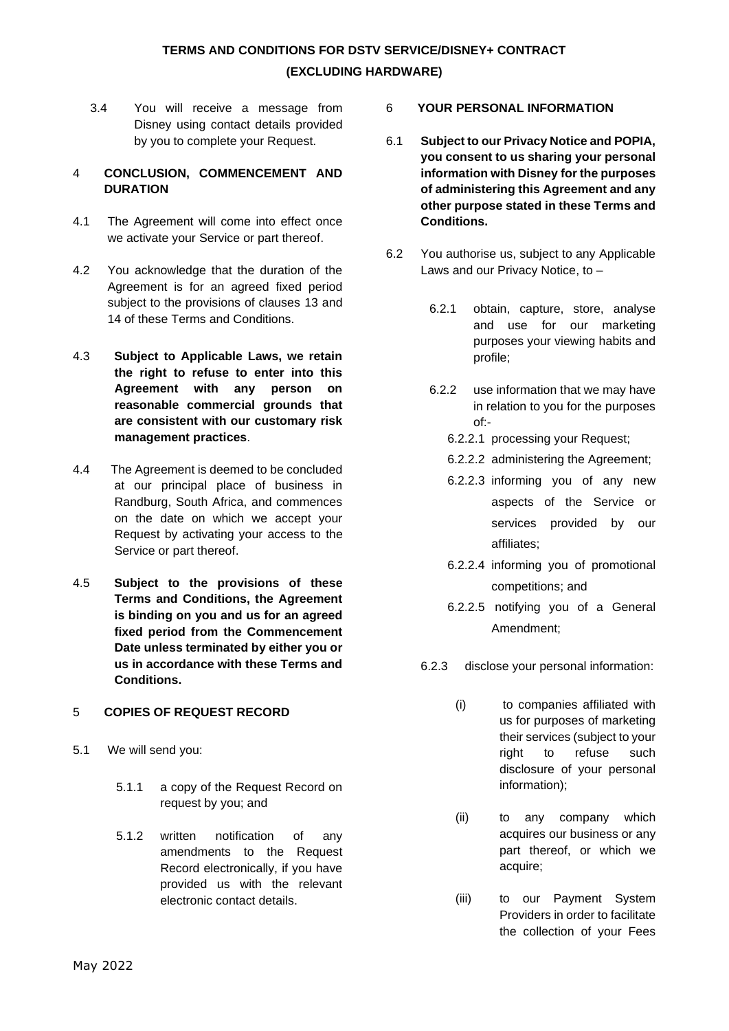3.4 You will receive a message from Disney using contact details provided by you to complete your Request.

## 4 CONCLUSION, COMMENCEMENT AND DURATION

4.1 The Agreement will come into effect once we activate your Service or part thereof.

4.2 You acknowledge that the duration of the Agreement is for an agreed fixed period subject to the provisions of clauses 13 and 14 of these Terms and Conditions.

4.3 **Subject to Applicable Laws, we retain the right to refuse to enter into this Agreement with any person on reasonable commercial grounds that are consistent with our customary risk management practices**.

4.4 The Agreement is deemed to be concluded at our principal place of business in Randburg, South Africa, and commences on the date on which we accept your Request by activating your access to the Service or part thereof.

4.5 **Subject to the provisions of these Terms and Conditions, the Agreement is binding on you and us for an agreed fixed period from the Commencement Date unless terminated by either you or us in accordance with these Terms and Conditions.**

## 5 COPIES OF REQUEST RECORD

5.1 We will send you:

5.1.1 a copy of the Request Record on request by you; and

5.1.2 written notification of any amendments to the Request Record electronically, if you have provided us with the relevant electronic contact details.

## 6 YOUR PERSONAL INFORMATION

6.1 **Subject to our Privacy Notice and POPIA, you consent to us sharing your personal information with Disney for the purposes of administering this Agreement and any other purpose stated in these Terms and Conditions.**

6.2 You authorise us, subject to any Applicable Laws and our Privacy Notice, to –

6.2.1 obtain, capture, store, analyse and use for our marketing purposes your viewing habits and profile;

6.2.2 use information that we may have in relation to you for the purposes of:-

6.2.2.1 processing your Request;

6.2.2.2 administering the Agreement;

6.2.2.3 informing you of any new aspects of the Service or services provided by our affiliates;

6.2.2.4 informing you of promotional competitions; and

6.2.2.5 notifying you of a General Amendment;

6.2.3 disclose your personal information:

(i) to companies affiliated with us for purposes of marketing their services (subject to your right to refuse such disclosure of your personal information);

(ii) to any company which acquires our business or any part thereof, or which we acquire;

(iii) to our Payment System Providers in order to facilitate the collection of your Fees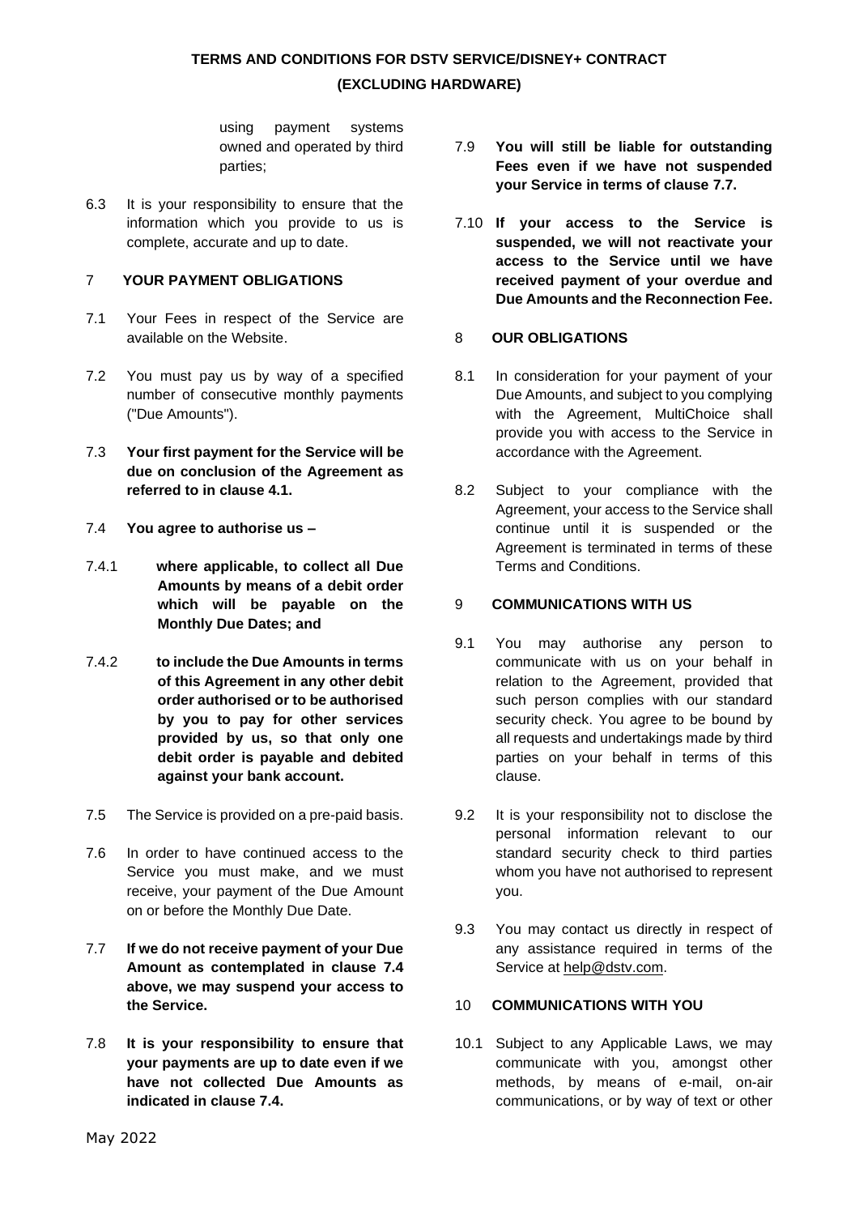using payment systems owned and operated by third parties;

6.3 It is your responsibility to ensure that the information which you provide to us is complete, accurate and up to date.

## 7 YOUR PAYMENT OBLIGATIONS

7.1 Your Fees in respect of the Service are available on the Website.

7.2 You must pay us by way of a specified number of consecutive monthly payments ("Due Amounts").

7.3 **Your first payment for the Service will be due on conclusion of the Agreement as referred to in clause 4.1.**

7.4 **You agree to authorise us –**

7.4.1 **where applicable, to collect all Due Amounts by means of a debit order which will be payable on the Monthly Due Dates; and**

7.4.2 **to include the Due Amounts in terms of this Agreement in any other debit order authorised or to be authorised by you to pay for other services provided by us, so that only one debit order is payable and debited against your bank account.**

7.5 The Service is provided on a pre-paid basis.

7.6 In order to have continued access to the Service you must make, and we must receive, your payment of the Due Amount on or before the Monthly Due Date.

7.7 **If we do not receive payment of your Due Amount as contemplated in clause 7.4 above, we may suspend your access to the Service.**

7.8 **It is your responsibility to ensure that your payments are up to date even if we have not collected Due Amounts as indicated in clause 7.4.**

7.9 **You will still be liable for outstanding Fees even if we have not suspended your Service in terms of clause 7.7.**

7.10 **If your access to the Service is suspended, we will not reactivate your access to the Service until we have received payment of your overdue and Due Amounts and the Reconnection Fee.**

## 8 OUR OBLIGATIONS

8.1 In consideration for your payment of your Due Amounts, and subject to you complying with the Agreement, MultiChoice shall provide you with access to the Service in accordance with the Agreement.

8.2 Subject to your compliance with the Agreement, your access to the Service shall continue until it is suspended or the Agreement is terminated in terms of these Terms and Conditions.

## 9 COMMUNICATIONS WITH US

9.1 You may authorise any person to communicate with us on your behalf in relation to the Agreement, provided that such person complies with our standard security check. You agree to be bound by all requests and undertakings made by third parties on your behalf in terms of this clause.

9.2 It is your responsibility not to disclose the personal information relevant to our standard security check to third parties whom you have not authorised to represent you.

9.3 You may contact us directly in respect of any assistance required in terms of the Service at help@dstv.com.

## 10 COMMUNICATIONS WITH YOU

10.1 Subject to any Applicable Laws, we may communicate with you, amongst other methods, by means of e-mail, on-air communications, or by way of text or other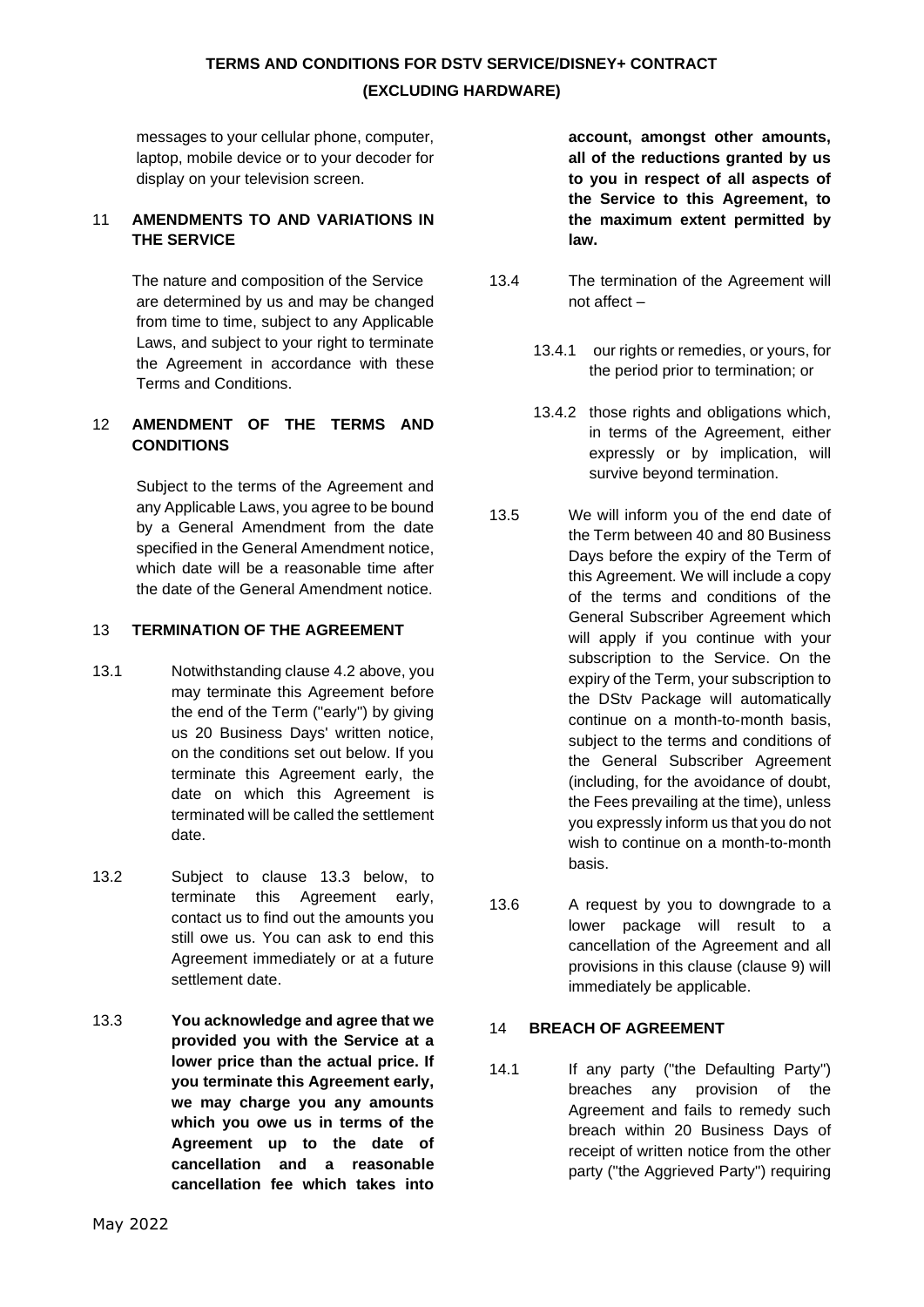messages to your cellular phone, computer, laptop, mobile device or to your decoder for display on your television screen.

## 11 AMENDMENTS TO AND VARIATIONS IN THE SERVICE

The nature and composition of the Service are determined by us and may be changed from time to time, subject to any Applicable Laws, and subject to your right to terminate the Agreement in accordance with these Terms and Conditions.

## 12 AMENDMENT OF THE TERMS AND CONDITIONS

Subject to the terms of the Agreement and any Applicable Laws, you agree to be bound by a General Amendment from the date specified in the General Amendment notice, which date will be a reasonable time after the date of the General Amendment notice.

## 13 TERMINATION OF THE AGREEMENT

13.1 Notwithstanding clause 4.2 above, you may terminate this Agreement before the end of the Term ("early") by giving us 20 Business Days' written notice, on the conditions set out below. If you terminate this Agreement early, the date on which this Agreement is terminated will be called the settlement date.

13.2 Subject to clause 13.3 below, to terminate this Agreement early, contact us to find out the amounts you still owe us. You can ask to end this Agreement immediately or at a future settlement date.

13.3 **You acknowledge and agree that we provided you with the Service at a lower price than the actual price. If you terminate this Agreement early, we may charge you any amounts which you owe us in terms of the Agreement up to the date of cancellation and a reasonable cancellation fee which takes into account, amongst other amounts, all of the reductions granted by us to you in respect of all aspects of the Service to this Agreement, to the maximum extent permitted by law.**

13.4 The termination of the Agreement will not affect –

13.4.1 our rights or remedies, or yours, for the period prior to termination; or

13.4.2 those rights and obligations which, in terms of the Agreement, either expressly or by implication, will survive beyond termination.

13.5 We will inform you of the end date of the Term between 40 and 80 Business Days before the expiry of the Term of this Agreement. We will include a copy of the terms and conditions of the General Subscriber Agreement which will apply if you continue with your subscription to the Service. On the expiry of the Term, your subscription to the DStv Package will automatically continue on a month-to-month basis, subject to the terms and conditions of the General Subscriber Agreement (including, for the avoidance of doubt, the Fees prevailing at the time), unless you expressly inform us that you do not wish to continue on a month-to-month basis.

13.6 A request by you to downgrade to a lower package will result to a cancellation of the Agreement and all provisions in this clause (clause 9) will immediately be applicable.

## 14 BREACH OF AGREEMENT

14.1 If any party ("the Defaulting Party") breaches any provision of the Agreement and fails to remedy such breach within 20 Business Days of receipt of written notice from the other party ("the Aggrieved Party") requiring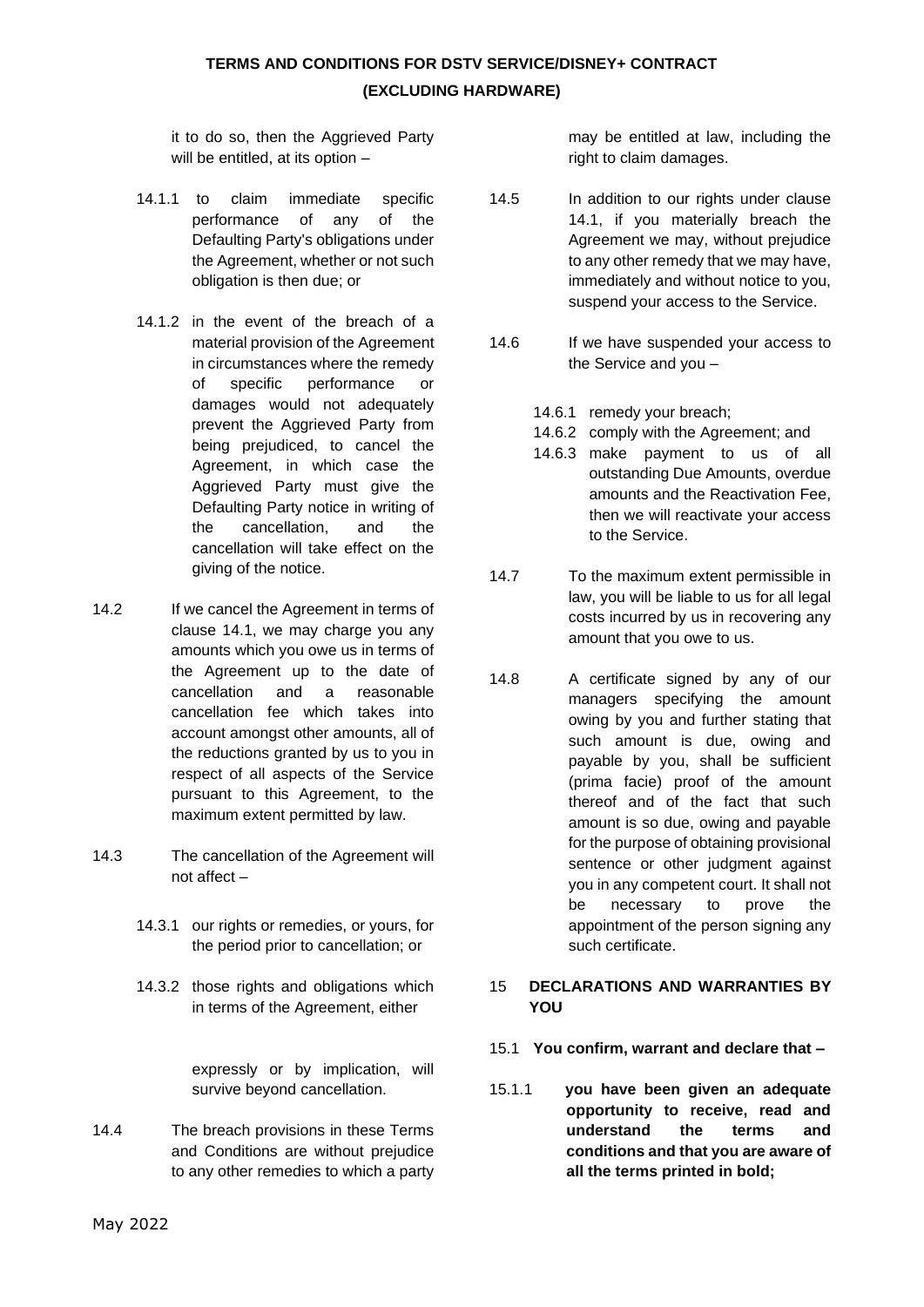it to do so, then the Aggrieved Party will be entitled, at its option –

14.1.1 to claim immediate specific performance of any of the Defaulting Party's obligations under the Agreement, whether or not such obligation is then due; or

14.1.2 in the event of the breach of a material provision of the Agreement in circumstances where the remedy of specific performance or damages would not adequately prevent the Aggrieved Party from being prejudiced, to cancel the Agreement, in which case the Aggrieved Party must give the Defaulting Party notice in writing of the cancellation, and the cancellation will take effect on the giving of the notice.

14.2 If we cancel the Agreement in terms of clause 14.1, we may charge you any amounts which you owe us in terms of the Agreement up to the date of cancellation and a reasonable cancellation fee which takes into account amongst other amounts, all of the reductions granted by us to you in respect of all aspects of the Service pursuant to this Agreement, to the maximum extent permitted by law.

14.3 The cancellation of the Agreement will not affect –

14.3.1 our rights or remedies, or yours, for the period prior to cancellation; or

14.3.2 those rights and obligations which in terms of the Agreement, either expressly or by implication, will survive beyond cancellation.

14.4 The breach provisions in these Terms and Conditions are without prejudice to any other remedies to which a party may be entitled at law, including the right to claim damages.

14.5 In addition to our rights under clause 14.1, if you materially breach the Agreement we may, without prejudice to any other remedy that we may have, immediately and without notice to you, suspend your access to the Service.

14.6 If we have suspended your access to the Service and you –

14.6.1 remedy your breach;
14.6.2 comply with the Agreement; and
14.6.3 make payment to us of all outstanding Due Amounts, overdue amounts and the Reactivation Fee, then we will reactivate your access to the Service.

14.7 To the maximum extent permissible in law, you will be liable to us for all legal costs incurred by us in recovering any amount that you owe to us.

14.8 A certificate signed by any of our managers specifying the amount owing by you and further stating that such amount is due, owing and payable by you, shall be sufficient (prima facie) proof of the amount thereof and of the fact that such amount is so due, owing and payable for the purpose of obtaining provisional sentence or other judgment against you in any competent court. It shall not be necessary to prove the appointment of the person signing any such certificate.

## 15 DECLARATIONS AND WARRANTIES BY YOU

15.1 **You confirm, warrant and declare that –**

15.1.1 **you have been given an adequate opportunity to receive, read and understand the terms and conditions and that you are aware of all the terms printed in bold;**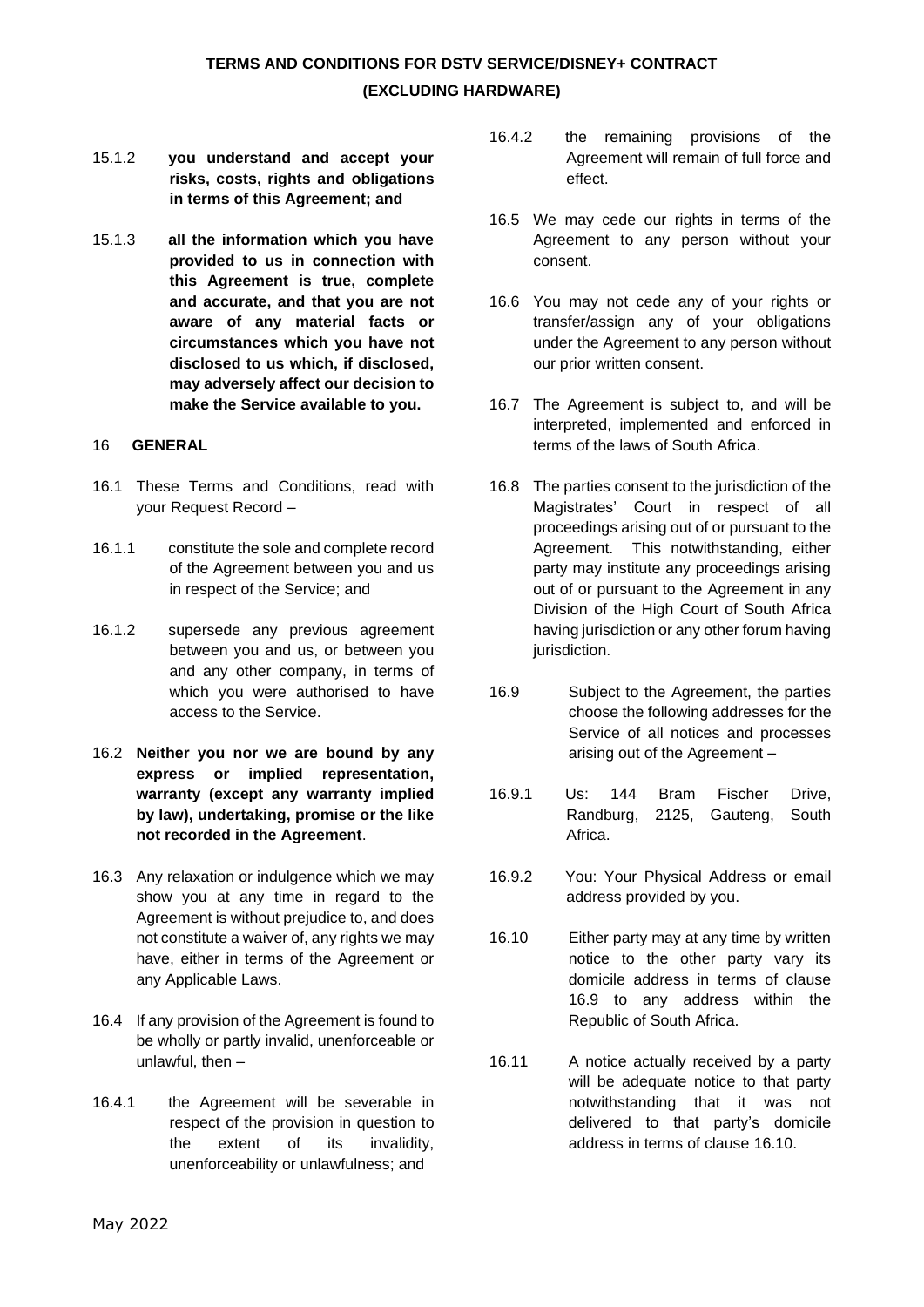15.1.2 **you understand and accept your risks, costs, rights and obligations in terms of this Agreement; and**

15.1.3 **all the information which you have provided to us in connection with this Agreement is true, complete and accurate, and that you are not aware of any material facts or circumstances which you have not disclosed to us which, if disclosed, may adversely affect our decision to make the Service available to you.**

## 16 GENERAL

16.1 These Terms and Conditions, read with your Request Record –

16.1.1 constitute the sole and complete record of the Agreement between you and us in respect of the Service; and

16.1.2 supersede any previous agreement between you and us, or between you and any other company, in terms of which you were authorised to have access to the Service.

16.2 **Neither you nor we are bound by any express or implied representation, warranty (except any warranty implied by law), undertaking, promise or the like not recorded in the Agreement**.

16.3 Any relaxation or indulgence which we may show you at any time in regard to the Agreement is without prejudice to, and does not constitute a waiver of, any rights we may have, either in terms of the Agreement or any Applicable Laws.

16.4 If any provision of the Agreement is found to be wholly or partly invalid, unenforceable or unlawful, then –

16.4.1 the Agreement will be severable in respect of the provision in question to the extent of its invalidity, unenforceability or unlawfulness; and

16.4.2 the remaining provisions of the Agreement will remain of full force and effect.

16.5 We may cede our rights in terms of the Agreement to any person without your consent.

16.6 You may not cede any of your rights or transfer/assign any of your obligations under the Agreement to any person without our prior written consent.

16.7 The Agreement is subject to, and will be interpreted, implemented and enforced in terms of the laws of South Africa.

16.8 The parties consent to the jurisdiction of the Magistrates' Court in respect of all proceedings arising out of or pursuant to the Agreement. This notwithstanding, either party may institute any proceedings arising out of or pursuant to the Agreement in any Division of the High Court of South Africa having jurisdiction or any other forum having jurisdiction.

16.9 Subject to the Agreement, the parties choose the following addresses for the Service of all notices and processes arising out of the Agreement –

16.9.1 Us: 144 Bram Fischer Drive, Randburg, 2125, Gauteng, South Africa.

16.9.2 You: Your Physical Address or email address provided by you.

16.10 Either party may at any time by written notice to the other party vary its domicile address in terms of clause 16.9 to any address within the Republic of South Africa.

16.11 A notice actually received by a party will be adequate notice to that party notwithstanding that it was not delivered to that party's domicile address in terms of clause 16.10.